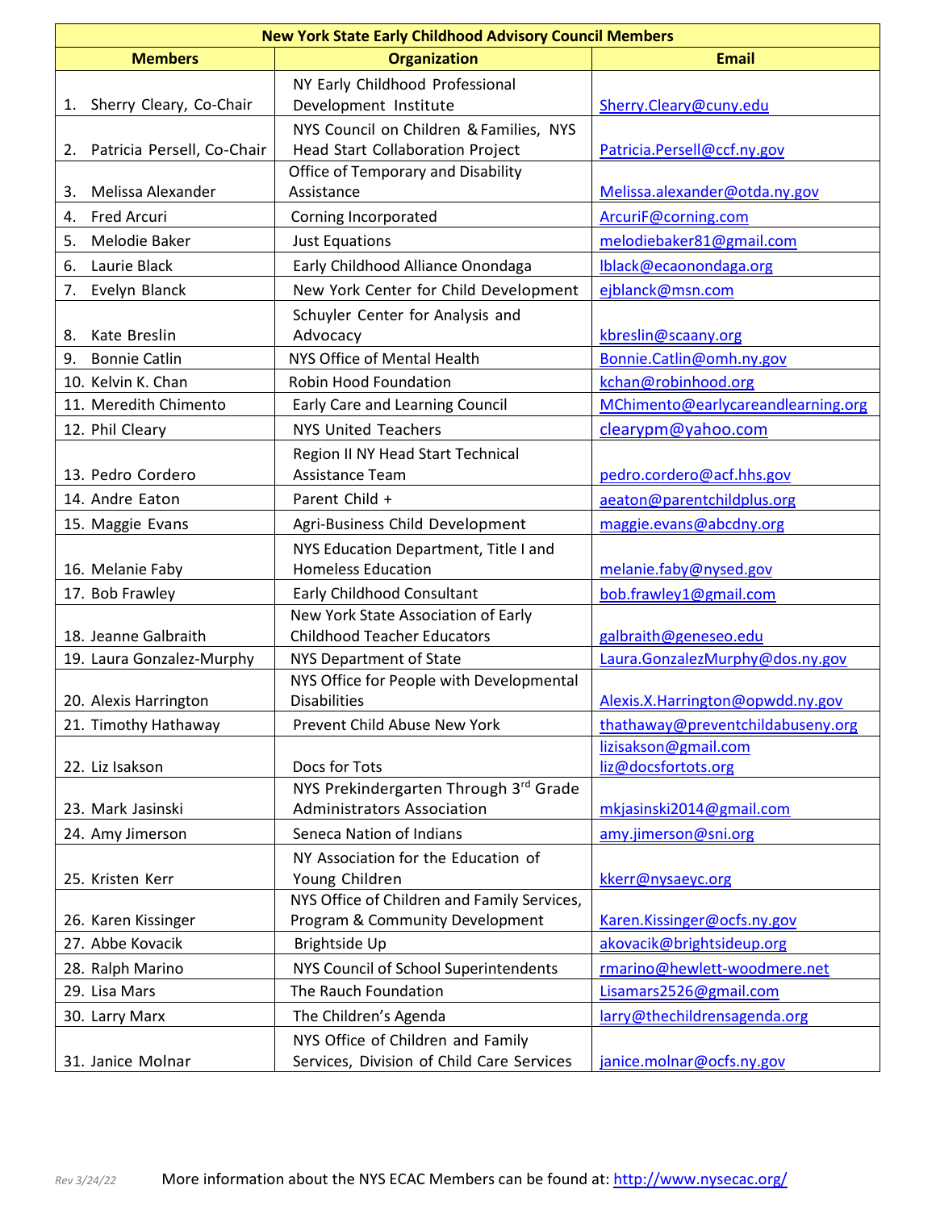| New York State Early Childhood Advisory Council Members | | |
|---|---|---|
| **Members** | **Organization** | **Email** |
| 1. Sherry Cleary, Co-Chair | NY Early Childhood Professional Development Institute | Sherry.Cleary@cuny.edu |
| 2. Patricia Persell, Co-Chair | NYS Council on Children & Families, NYS Head Start Collaboration Project | Patricia.Persell@ccf.ny.gov |
| 3. Melissa Alexander | Office of Temporary and Disability Assistance | Melissa.alexander@otda.ny.gov |
| 4. Fred Arcuri | Corning Incorporated | ArcuriF@corning.com |
| 5. Melodie Baker | Just Equations | melodiebaker81@gmail.com |
| 6. Laurie Black | Early Childhood Alliance Onondaga | lblack@ecaonondaga.org |
| 7. Evelyn Blanck | New York Center for Child Development | ejblanck@msn.com |
| 8. Kate Breslin | Schuyler Center for Analysis and Advocacy | kbreslin@scaany.org |
| 9. Bonnie Catlin | NYS Office of Mental Health | Bonnie.Catlin@omh.ny.gov |
| 10. Kelvin K. Chan | Robin Hood Foundation | kchan@robinhood.org |
| 11. Meredith Chimento | Early Care and Learning Council | MChimento@earlycareandlearning.org |
| 12. Phil Cleary | NYS United Teachers | clearypm@yahoo.com |
| 13. Pedro Cordero | Region II NY Head Start Technical Assistance Team | pedro.cordero@acf.hhs.gov |
| 14. Andre Eaton | Parent Child + | aeaton@parentchildplus.org |
| 15. Maggie Evans | Agri-Business Child Development | maggie.evans@abcdny.org |
| 16. Melanie Faby | NYS Education Department, Title I and Homeless Education | melanie.faby@nysed.gov |
| 17. Bob Frawley | Early Childhood Consultant | bob.frawley1@gmail.com |
| 18. Jeanne Galbraith | New York State Association of Early Childhood Teacher Educators | galbraith@geneseo.edu |
| 19. Laura Gonzalez-Murphy | NYS Department of State | Laura.GonzalezMurphy@dos.ny.gov |
| 20. Alexis Harrington | NYS Office for People with Developmental Disabilities | Alexis.X.Harrington@opwdd.ny.gov |
| 21. Timothy Hathaway | Prevent Child Abuse New York | thathaway@preventchildabuseny.org |
| 22. Liz Isakson | Docs for Tots | lizisakson@gmail.com liz@docsfortots.org |
| 23. Mark Jasinski | NYS Prekindergarten Through 3rd Grade Administrators Association | mkjasinski2014@gmail.com |
| 24. Amy Jimerson | Seneca Nation of Indians | amy.jimerson@sni.org |
| 25. Kristen Kerr | NY Association for the Education of Young Children | kkerr@nysaeyc.org |
| 26. Karen Kissinger | NYS Office of Children and Family Services, Program & Community Development | Karen.Kissinger@ocfs.ny.gov |
| 27. Abbe Kovacik | Brightside Up | akovacik@brightsideup.org |
| 28. Ralph Marino | NYS Council of School Superintendents | rmarino@hewlett-woodmere.net |
| 29. Lisa Mars | The Rauch Foundation | Lisamars2526@gmail.com |
| 30. Larry Marx | The Children's Agenda | larry@thechildrensagenda.org |
| 31. Janice Molnar | NYS Office of Children and Family Services, Division of Child Care Services | janice.molnar@ocfs.ny.gov |

Rev 3/24/22 More information about the NYS ECAC Members can be found at: http://www.nysecac.org/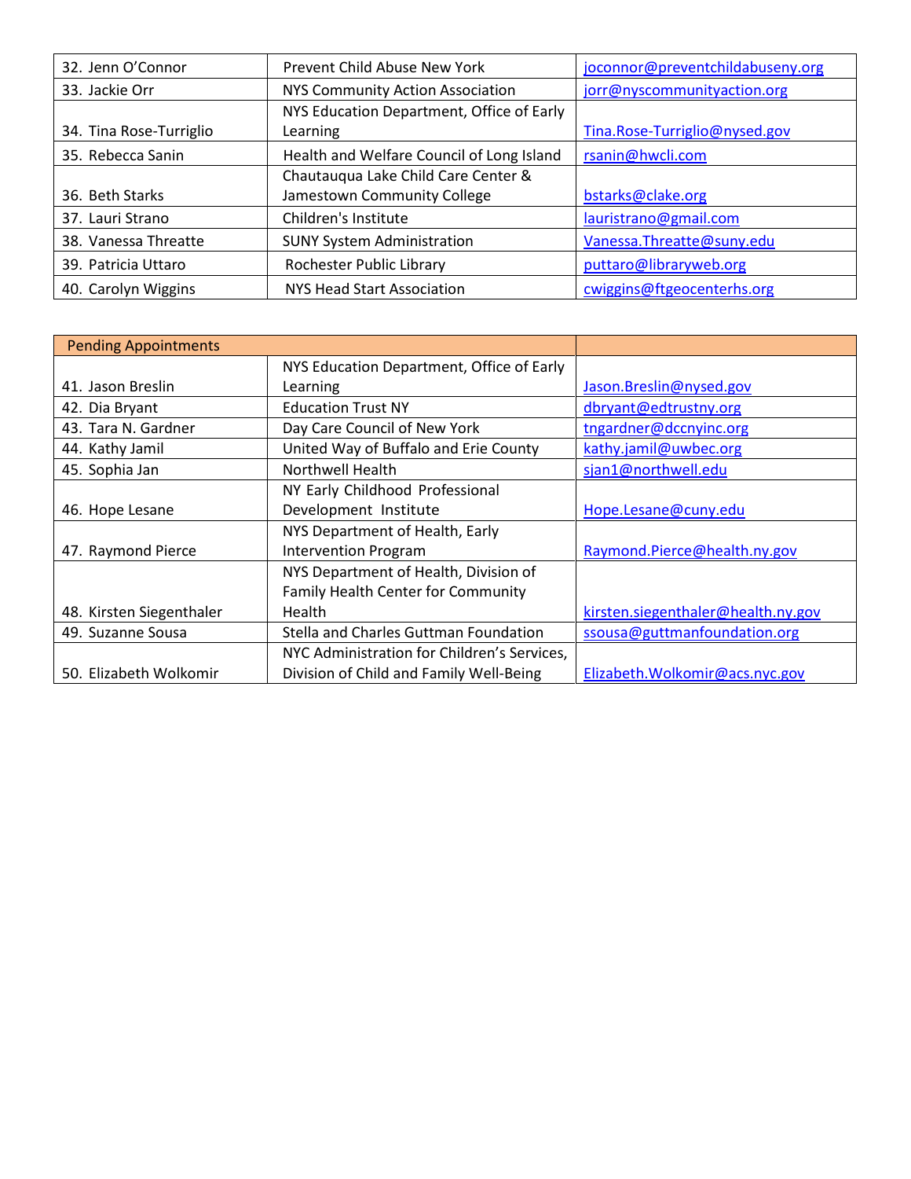| | | |
|---|---|---|
| 32. Jenn O'Connor | Prevent Child Abuse New York | joconnor@preventchildabuseny.org |
| 33. Jackie Orr | NYS Community Action Association | jorr@nyscommunityaction.org |
| 34. Tina Rose-Turriglio | NYS Education Department, Office of Early Learning | Tina.Rose-Turriglio@nysed.gov |
| 35. Rebecca Sanin | Health and Welfare Council of Long Island | rsanin@hwcli.com |
| 36. Beth Starks | Chautauqua Lake Child Care Center & Jamestown Community College | bstarks@clake.org |
| 37. Lauri Strano | Children's Institute | lauristrano@gmail.com |
| 38. Vanessa Threatte | SUNY System Administration | Vanessa.Threatte@suny.edu |
| 39. Patricia Uttaro | Rochester Public Library | puttaro@libraryweb.org |
| 40. Carolyn Wiggins | NYS Head Start Association | cwiggins@ftgeocenterhs.org |

| Pending Appointments | | |
|---|---|---|
| 41. Jason Breslin | NYS Education Department, Office of Early Learning | Jason.Breslin@nysed.gov |
| 42. Dia Bryant | Education Trust NY | dbryant@edtrustny.org |
| 43. Tara N. Gardner | Day Care Council of New York | tngardner@dccnyinc.org |
| 44. Kathy Jamil | United Way of Buffalo and Erie County | kathy.jamil@uwbec.org |
| 45. Sophia Jan | Northwell Health | sjan1@northwell.edu |
| 46. Hope Lesane | NY Early Childhood Professional Development Institute | Hope.Lesane@cuny.edu |
| 47. Raymond Pierce | NYS Department of Health, Early Intervention Program | Raymond.Pierce@health.ny.gov |
| 48. Kirsten Siegenthaler | NYS Department of Health, Division of Family Health Center for Community Health | kirsten.siegenthaler@health.ny.gov |
| 49. Suzanne Sousa | Stella and Charles Guttman Foundation | ssousa@guttmanfoundation.org |
| 50. Elizabeth Wolkomir | NYC Administration for Children's Services, Division of Child and Family Well-Being | Elizabeth.Wolkomir@acs.nyc.gov |